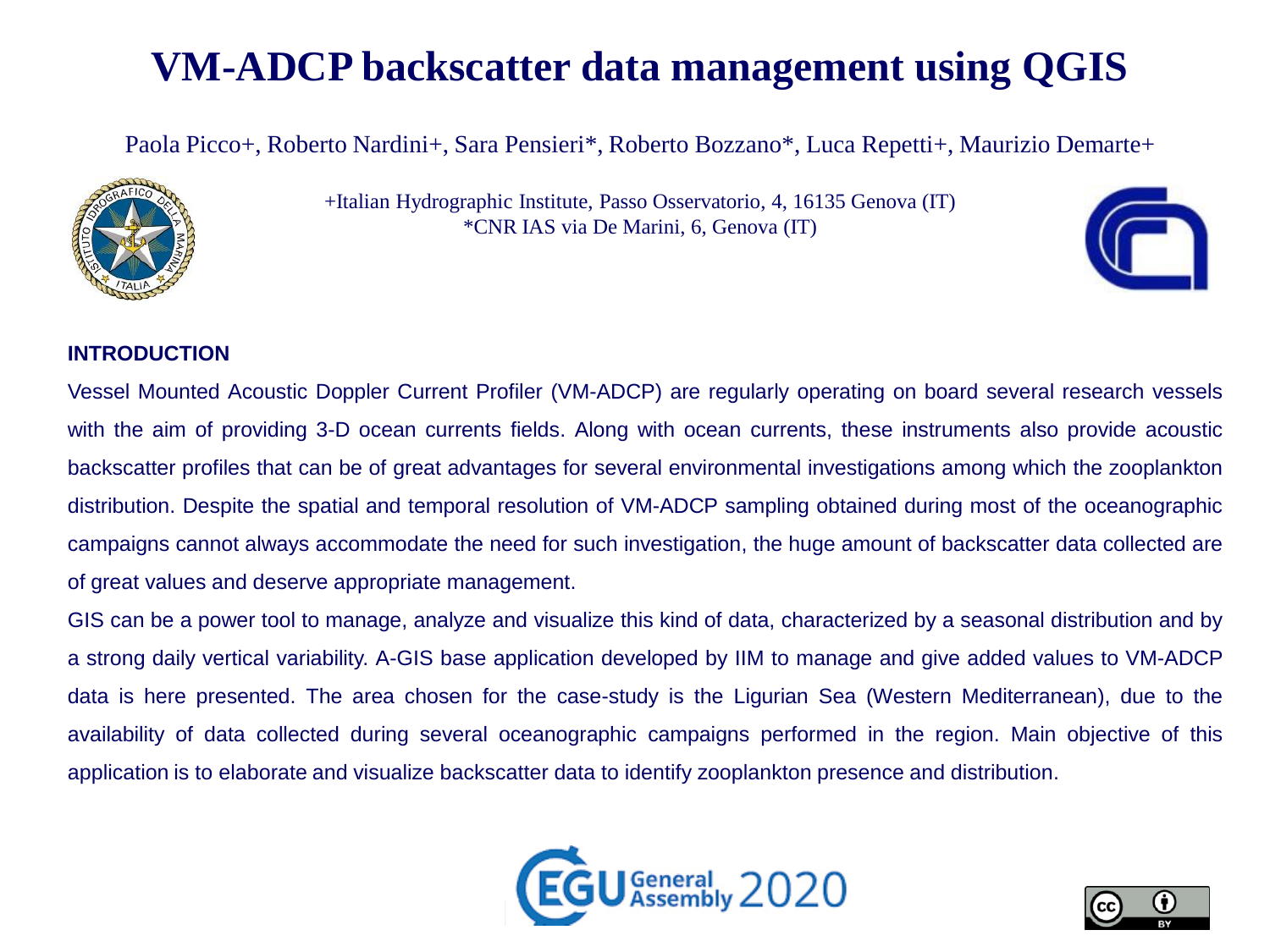# VM-ADCP backscatter data management using QGIS

Paola Picco+, Roberto Nardini+, Sara Pensieri*, Roberto Bozzano*, Luca Repetti+, Maurizio Demarte+

+Italian Hydrographic Institute, Passo Osservatorio, 4, 16135 Genova (IT)
*CNR IAS via De Marini, 6, Genova (IT)

## INTRODUCTION

Vessel Mounted Acoustic Doppler Current Profiler (VM-ADCP) are regularly operating on board several research vessels with the aim of providing 3-D ocean currents fields. Along with ocean currents, these instruments also provide acoustic backscatter profiles that can be of great advantages for several environmental investigations among which the zooplankton distribution. Despite the spatial and temporal resolution of VM-ADCP sampling obtained during most of the oceanographic campaigns cannot always accommodate the need for such investigation, the huge amount of backscatter data collected are of great values and deserve appropriate management.

GIS can be a power tool to manage, analyze and visualize this kind of data, characterized by a seasonal distribution and by a strong daily vertical variability. A-GIS base application developed by IIM to manage and give added values to VM-ADCP data is here presented. The area chosen for the case-study is the Ligurian Sea (Western Mediterranean), due to the availability of data collected during several oceanographic campaigns performed in the region. Main objective of this application is to elaborate and visualize backscatter data to identify zooplankton presence and distribution.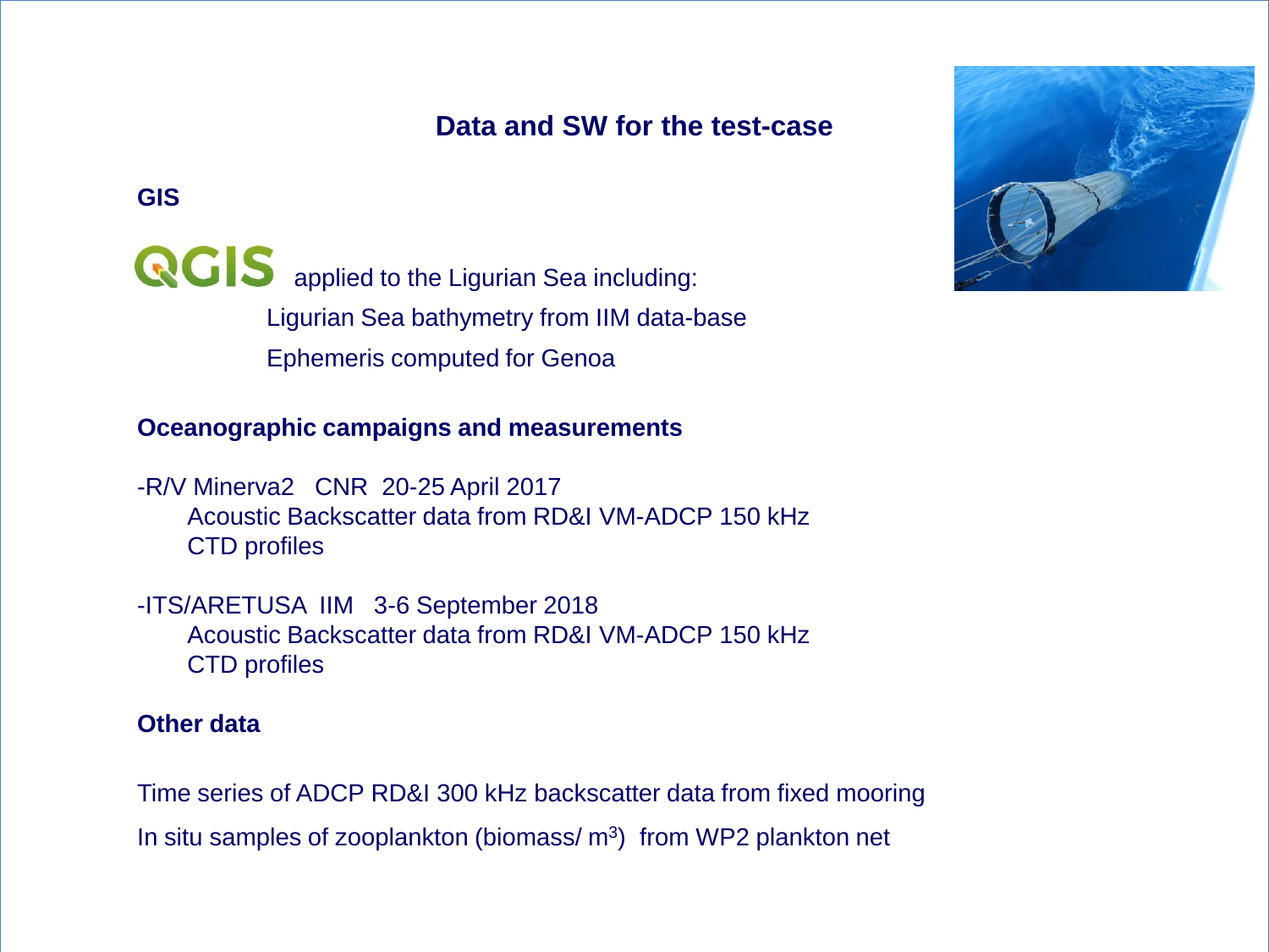## Data and SW for the test-case

**GIS**

QGIS applied to the Ligurian Sea including:

Ligurian Sea bathymetry from IIM data-base

Ephemeris computed for Genoa

**Oceanographic campaigns and measurements**

-R/V Minerva2 CNR 20-25 April 2017
Acoustic Backscatter data from RD&I VM-ADCP 150 kHz
CTD profiles

-ITS/ARETUSA IIM 3-6 September 2018
Acoustic Backscatter data from RD&I VM-ADCP 150 kHz
CTD profiles

**Other data**

Time series of ADCP RD&I 300 kHz backscatter data from fixed mooring

In situ samples of zooplankton (biomass/ $m^3$) from WP2 plankton net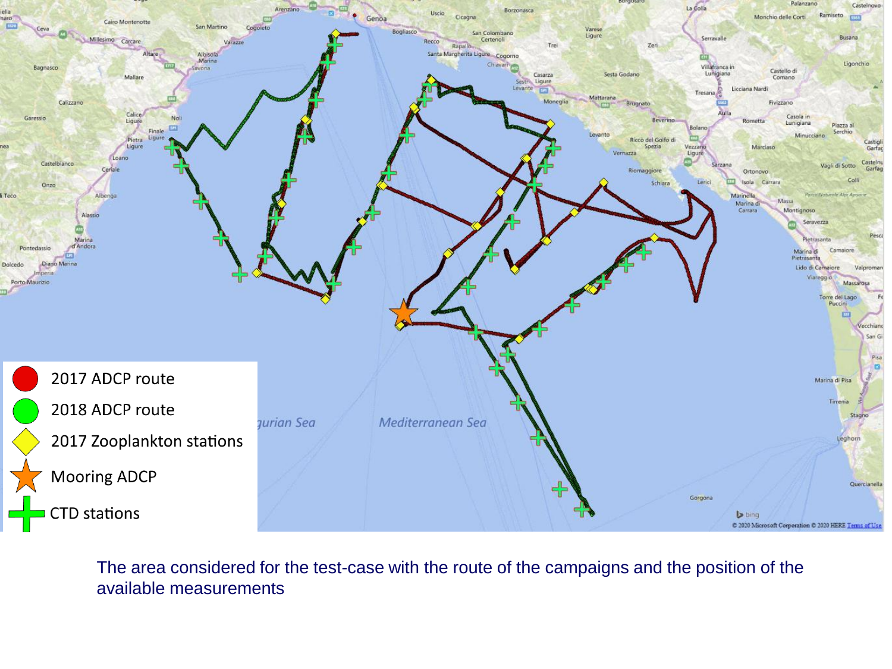The area considered for the test-case with the route of the campaigns and the position of the available measurements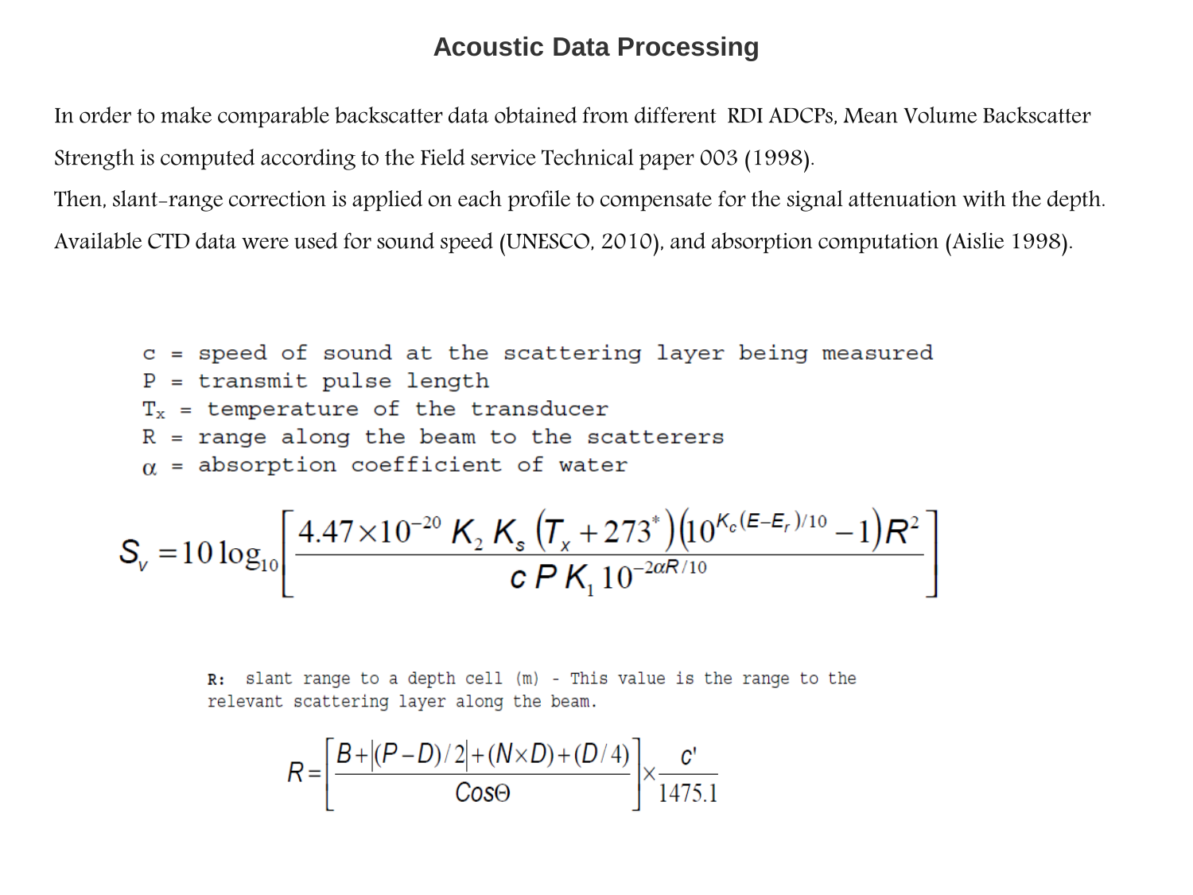# Acoustic Data Processing

In order to make comparable backscatter data obtained from different RDI ADCPs, Mean Volume Backscatter Strength is computed according to the Field service Technical paper 003 (1998).

Then, slant-range correction is applied on each profile to compensate for the signal attenuation with the depth.

Available CTD data were used for sound speed (UNESCO, 2010), and absorption computation (Aislie 1998).

c = speed of sound at the scattering layer being measured
P = transmit pulse length
$T_x$ = temperature of the transducer
R = range along the beam to the scatterers
$\alpha$ = absorption coefficient of water

$$S_v = 10\log_{10}\left[\frac{4.47\times10^{-20}\,K_2\,K_s\left(T_x+273^*\right)\left(10^{K_c(E-E_r)/10}-1\right)R^2}{c\,P\,K_1\,10^{-2\alpha R/10}}\right]$$

**R:** slant range to a depth cell (m) - This value is the range to the relevant scattering layer along the beam.

$$R = \left[\frac{B+\left|(P-D)/2\right|+(N\times D)+(D/4)}{Cos\Theta}\right]\times\frac{c'}{1475.1}$$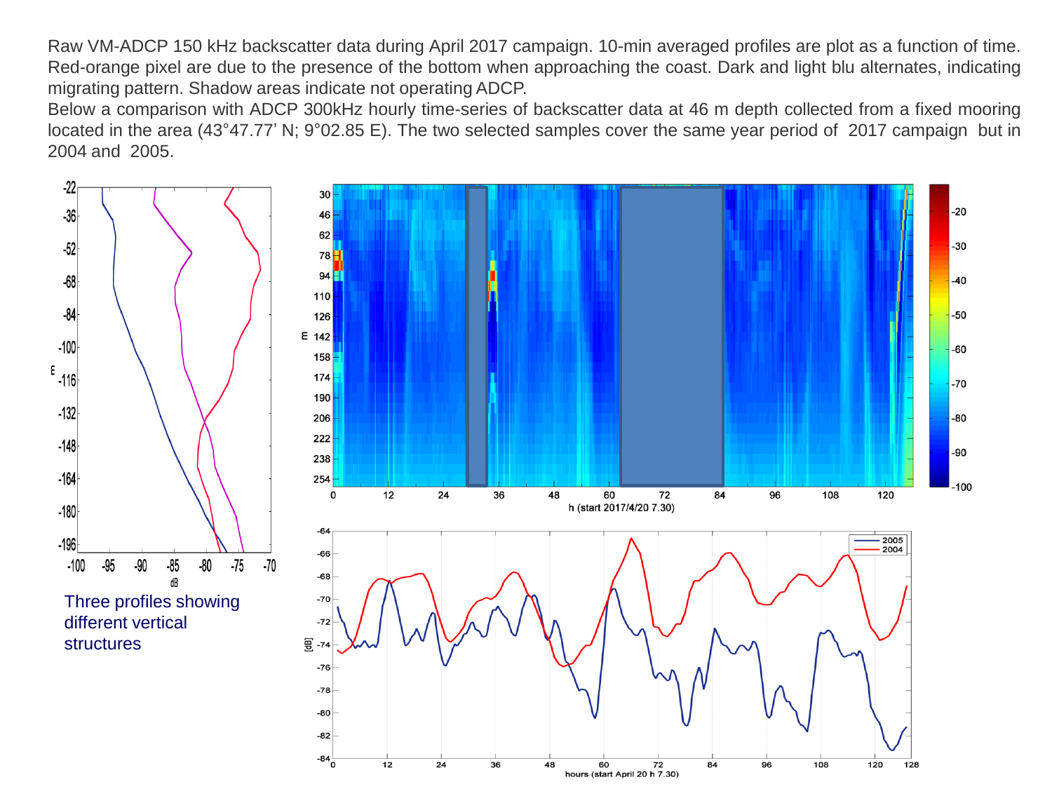Raw VM-ADCP 150 kHz backscatter data during April 2017 campaign. 10-min averaged profiles are plot as a function of time. Red-orange pixel are due to the presence of the bottom when approaching the coast. Dark and light blu alternates, indicating migrating pattern. Shadow areas indicate not operating ADCP.

Below a comparison with ADCP 300kHz hourly time-series of backscatter data at 46 m depth collected from a fixed mooring located in the area (43°47.77' N; 9°02.85 E). The two selected samples cover the same year period of 2017 campaign but in 2004 and 2005.

Three profiles showing different vertical structures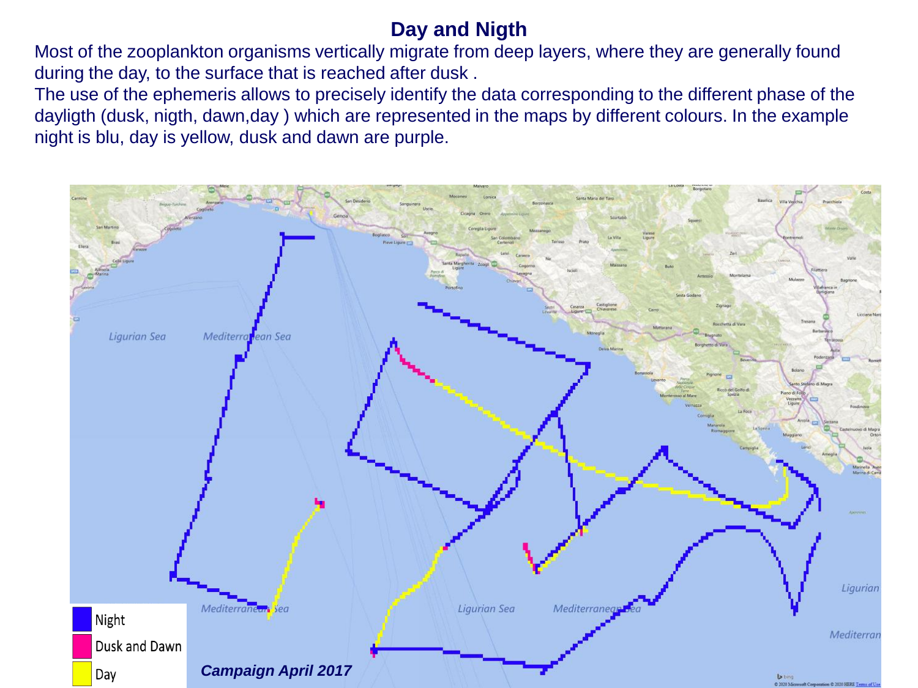## Day and Nigth

Most of the zooplankton organisms vertically migrate from deep layers, where they are generally found during the day, to the surface that is reached after dusk .

The use of the ephemeris allows to precisely identify the data corresponding to the different phase of the dayligth (dusk, nigth, dawn,day ) which are represented in the maps by different colours. In the example night is blu, day is yellow, dusk and dawn are purple.

Night

Dusk and Dawn

Day

***Campaign April 2017***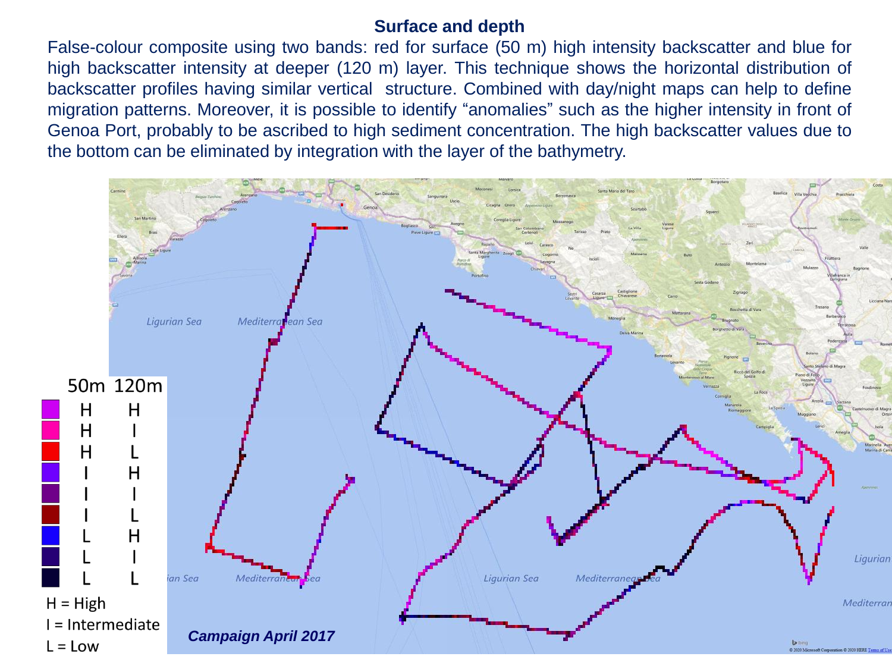## Surface and depth

False-colour composite using two bands: red for surface (50 m) high intensity backscatter and blue for high backscatter intensity at deeper (120 m) layer. This technique shows the horizontal distribution of backscatter profiles having similar vertical structure. Combined with day/night maps can help to define migration patterns. Moreover, it is possible to identify "anomalies" such as the higher intensity in front of Genoa Port, probably to be ascribed to high sediment concentration. The high backscatter values due to the bottom can be eliminated by integration with the layer of the bathymetry.

| 50m | 120m |
|---|---|
| H | H |
| H | I |
| H | L |
| I | H |
| I | I |
| I | L |
| L | H |
| L | I |
| L | L |

H = High

I = Intermediate

L = Low

***Campaign April 2017***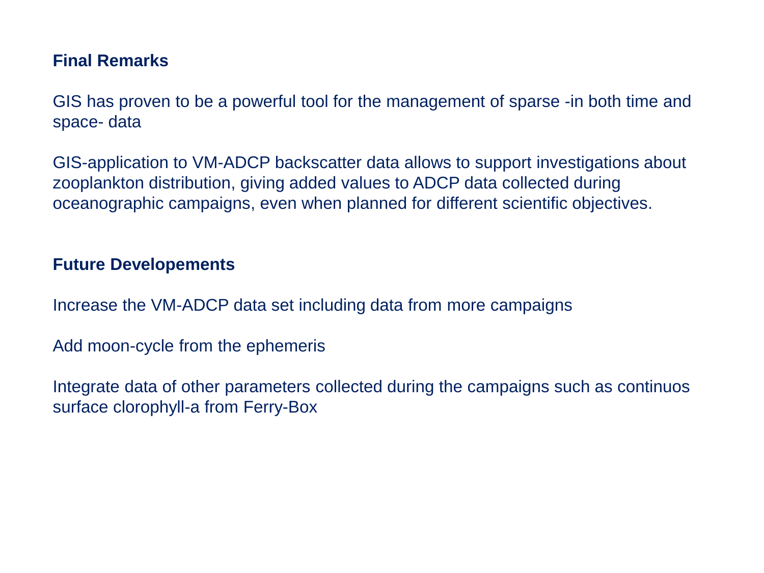## Final Remarks

GIS has proven to be a powerful tool for the management of sparse -in both time and space- data

GIS-application to VM-ADCP backscatter data allows to support investigations about zooplankton distribution, giving added values to ADCP data collected during oceanographic campaigns, even when planned for different scientific objectives.

## Future Developements

Increase the VM-ADCP data set including data from more campaigns

Add moon-cycle from the ephemeris

Integrate data of other parameters collected during the campaigns such as continuos surface clorophyll-a from Ferry-Box